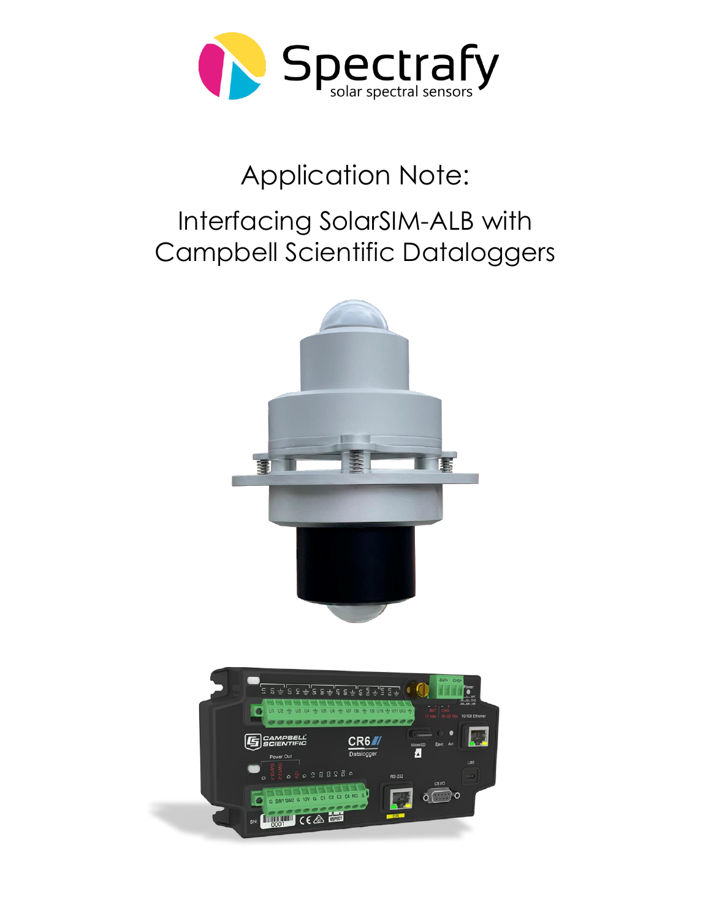Spectrafy

solar spectral sensors

# Application Note:

## Interfacing SolarSIM-ALB with Campbell Scientific Dataloggers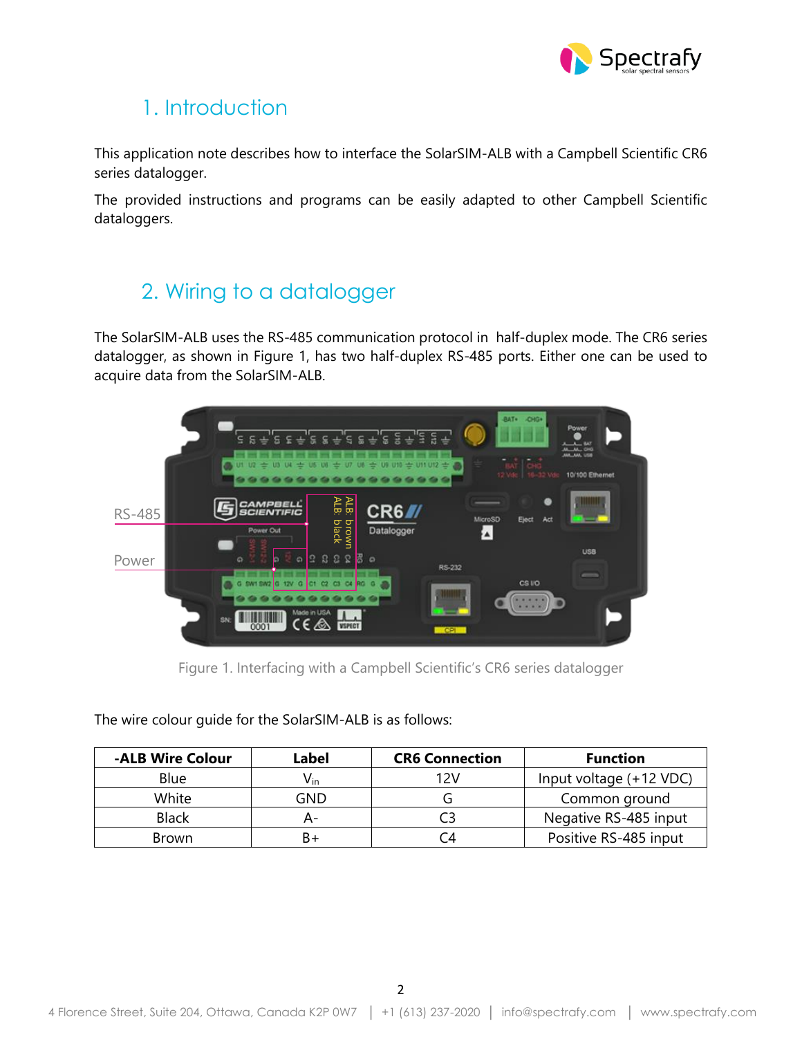# 1. Introduction

This application note describes how to interface the SolarSIM-ALB with a Campbell Scientific CR6 series datalogger.

The provided instructions and programs can be easily adapted to other Campbell Scientific dataloggers.

# 2. Wiring to a datalogger

The SolarSIM-ALB uses the RS-485 communication protocol in half-duplex mode. The CR6 series datalogger, as shown in Figure 1, has two half-duplex RS-485 ports. Either one can be used to acquire data from the SolarSIM-ALB.

Figure 1. Interfacing with a Campbell Scientific's CR6 series datalogger

The wire colour guide for the SolarSIM-ALB is as follows:

| -ALB Wire Colour | Label | CR6 Connection | Function |
|---|---|---|---|
| Blue | $V_{in}$ | 12V | Input voltage (+12 VDC) |
| White | GND | G | Common ground |
| Black | A- | C3 | Negative RS-485 input |
| Brown | B+ | C4 | Positive RS-485 input |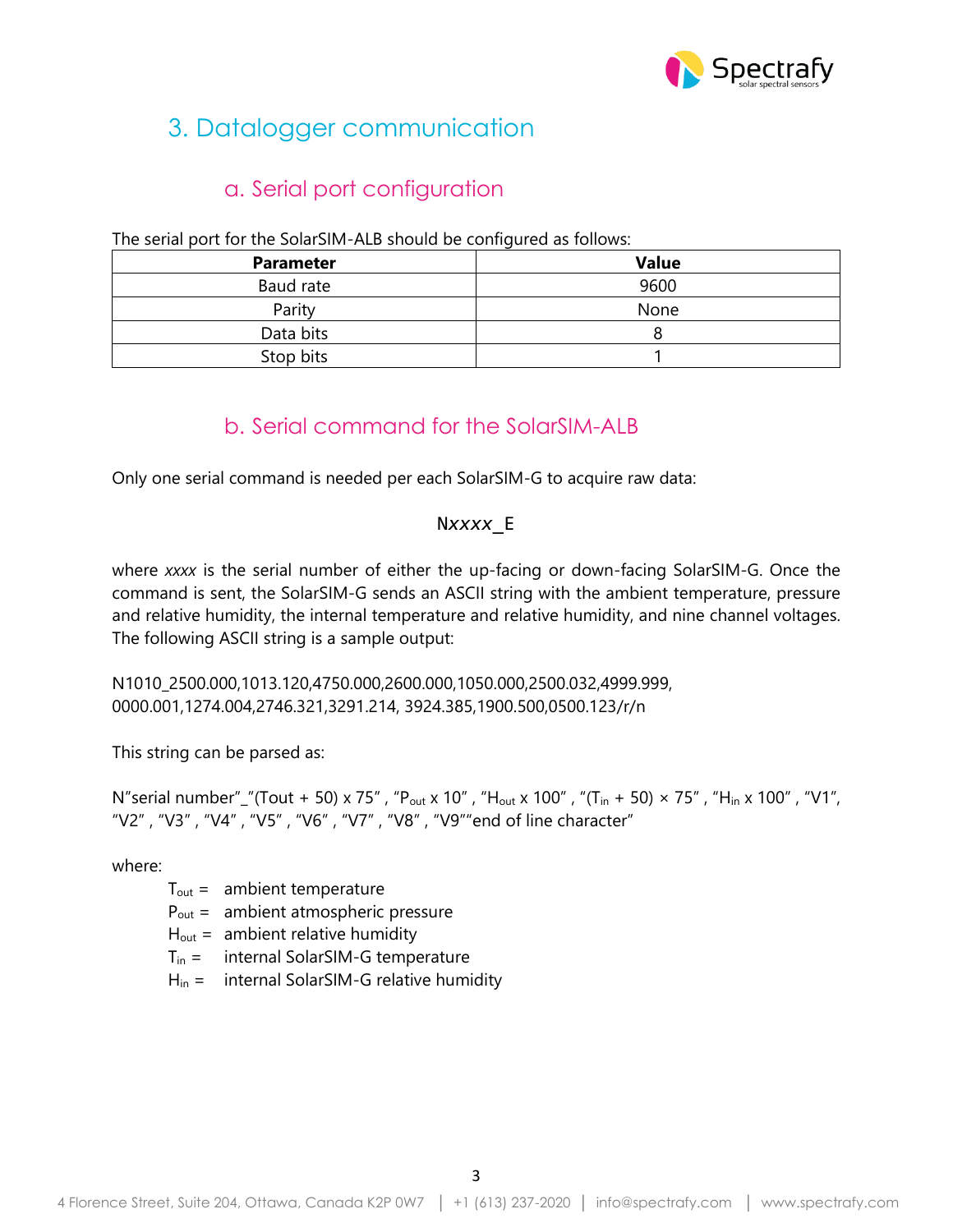# 3. Datalogger communication

## a. Serial port configuration

The serial port for the SolarSIM-ALB should be configured as follows:

| Parameter | Value |
|---|---|
| Baud rate | 9600 |
| Parity | None |
| Data bits | 8 |
| Stop bits | 1 |

## b. Serial command for the SolarSIM-ALB

Only one serial command is needed per each SolarSIM-G to acquire raw data:

N*xxxx*_E

where *xxxx* is the serial number of either the up-facing or down-facing SolarSIM-G. Once the command is sent, the SolarSIM-G sends an ASCII string with the ambient temperature, pressure and relative humidity, the internal temperature and relative humidity, and nine channel voltages. The following ASCII string is a sample output:

N1010_2500.000,1013.120,4750.000,2600.000,1050.000,2500.032,4999.999, 0000.001,1274.004,2746.321,3291.214, 3924.385,1900.500,0500.123/r/n

This string can be parsed as:

N"serial number"_"(Tout + 50) x 75" , "$P_{out}$ x 10" , "$H_{out}$ x 100" , "($T_{in}$ + 50) × 75" , "$H_{in}$ x 100" , "V1", "V2" , "V3" , "V4" , "V5" , "V6" , "V7" , "V8" , "V9""end of line character"

where:

- $T_{out}$ = ambient temperature
- $P_{out}$ = ambient atmospheric pressure
- $H_{out}$ = ambient relative humidity
- $T_{in}$ = internal SolarSIM-G temperature
- $H_{in}$ = internal SolarSIM-G relative humidity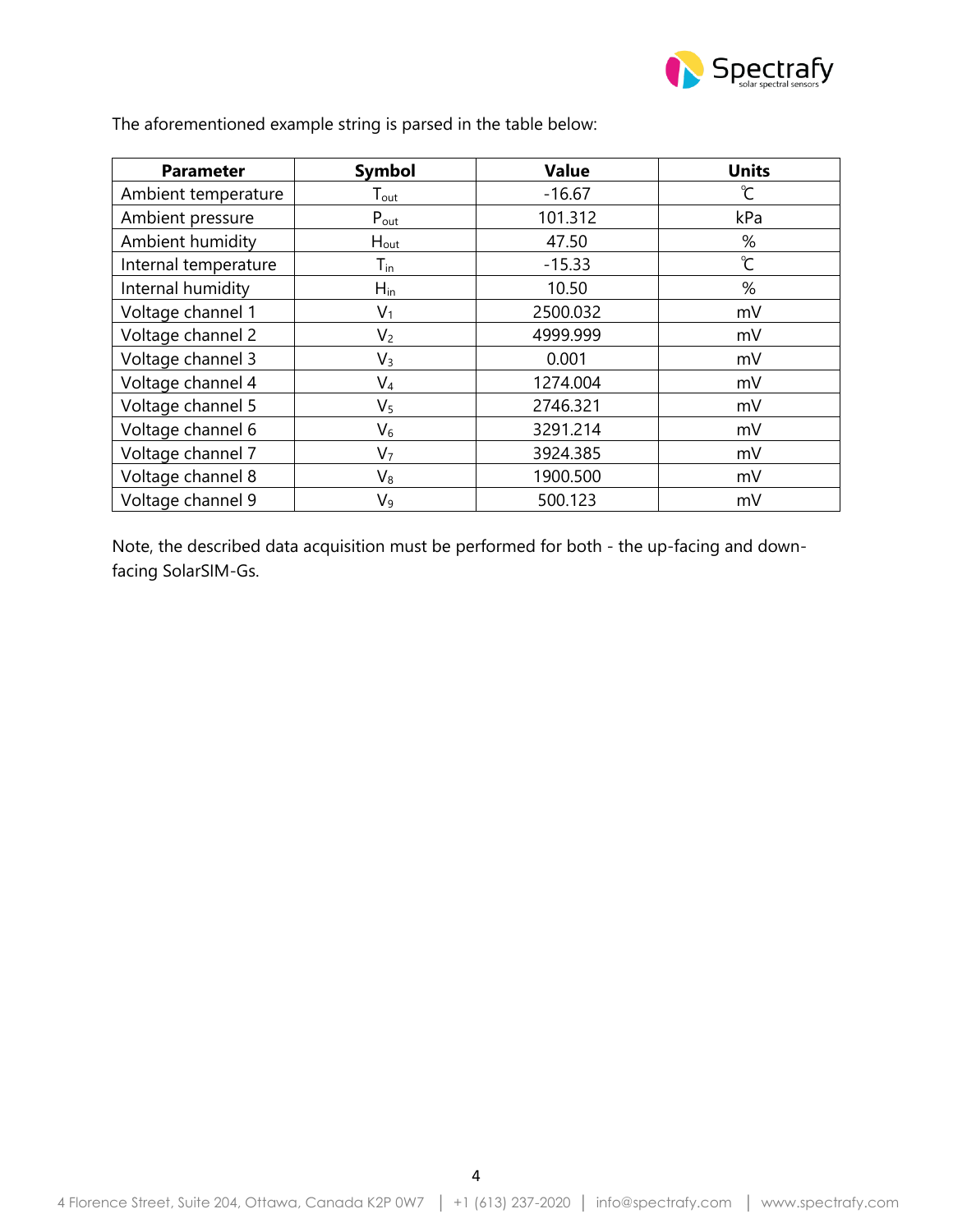The aforementioned example string is parsed in the table below:

| Parameter | Symbol | Value | Units |
|---|---|---|---|
| Ambient temperature | $T_{out}$ | -16.67 | ℃ |
| Ambient pressure | $P_{out}$ | 101.312 | kPa |
| Ambient humidity | $H_{out}$ | 47.50 | % |
| Internal temperature | $T_{in}$ | -15.33 | ℃ |
| Internal humidity | $H_{in}$ | 10.50 | % |
| Voltage channel 1 | $V_1$ | 2500.032 | mV |
| Voltage channel 2 | $V_2$ | 4999.999 | mV |
| Voltage channel 3 | $V_3$ | 0.001 | mV |
| Voltage channel 4 | $V_4$ | 1274.004 | mV |
| Voltage channel 5 | $V_5$ | 2746.321 | mV |
| Voltage channel 6 | $V_6$ | 3291.214 | mV |
| Voltage channel 7 | $V_7$ | 3924.385 | mV |
| Voltage channel 8 | $V_8$ | 1900.500 | mV |
| Voltage channel 9 | $V_9$ | 500.123 | mV |

Note, the described data acquisition must be performed for both - the up-facing and down-facing SolarSIM-Gs.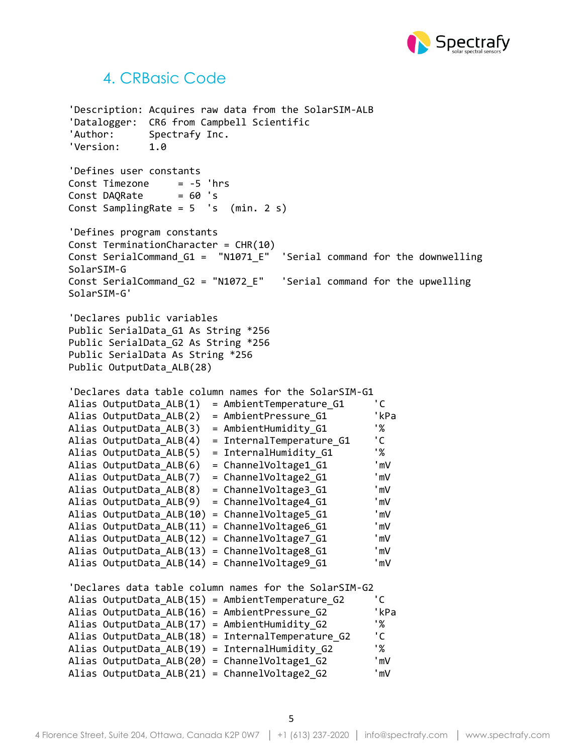## 4. CRBasic Code

```
'Description: Acquires raw data from the SolarSIM-ALB
'Datalogger:  CR6 from Campbell Scientific
'Author:      Spectrafy Inc.
'Version:     1.0

'Defines user constants
Const Timezone     = -5 'hrs
Const DAQRate      = 60 's
Const SamplingRate = 5  's  (min. 2 s)

'Defines program constants
Const TerminationCharacter = CHR(10)
Const SerialCommand_G1 =  "N1071_E"  'Serial command for the downwelling
SolarSIM-G
Const SerialCommand_G2 = "N1072_E"   'Serial command for the upwelling
SolarSIM-G'

'Declares public variables
Public SerialData_G1 As String *256
Public SerialData_G2 As String *256
Public SerialData As String *256
Public OutputData_ALB(28)

'Declares data table column names for the SolarSIM-G1
Alias OutputData_ALB(1)  = AmbientTemperature_G1     'C
Alias OutputData_ALB(2)  = AmbientPressure_G1        'kPa
Alias OutputData_ALB(3)  = AmbientHumidity_G1        '%
Alias OutputData_ALB(4)  = InternalTemperature_G1    'C
Alias OutputData_ALB(5)  = InternalHumidity_G1       '%
Alias OutputData_ALB(6)  = ChannelVoltage1_G1        'mV
Alias OutputData_ALB(7)  = ChannelVoltage2_G1        'mV
Alias OutputData_ALB(8)  = ChannelVoltage3_G1        'mV
Alias OutputData_ALB(9)  = ChannelVoltage4_G1        'mV
Alias OutputData_ALB(10) = ChannelVoltage5_G1        'mV
Alias OutputData_ALB(11) = ChannelVoltage6_G1        'mV
Alias OutputData_ALB(12) = ChannelVoltage7_G1        'mV
Alias OutputData_ALB(13) = ChannelVoltage8_G1        'mV
Alias OutputData_ALB(14) = ChannelVoltage9_G1        'mV

'Declares data table column names for the SolarSIM-G2
Alias OutputData_ALB(15) = AmbientTemperature_G2     'C
Alias OutputData_ALB(16) = AmbientPressure_G2        'kPa
Alias OutputData_ALB(17) = AmbientHumidity_G2        '%
Alias OutputData_ALB(18) = InternalTemperature_G2    'C
Alias OutputData_ALB(19) = InternalHumidity_G2       '%
Alias OutputData_ALB(20) = ChannelVoltage1_G2        'mV
Alias OutputData_ALB(21) = ChannelVoltage2_G2        'mV
```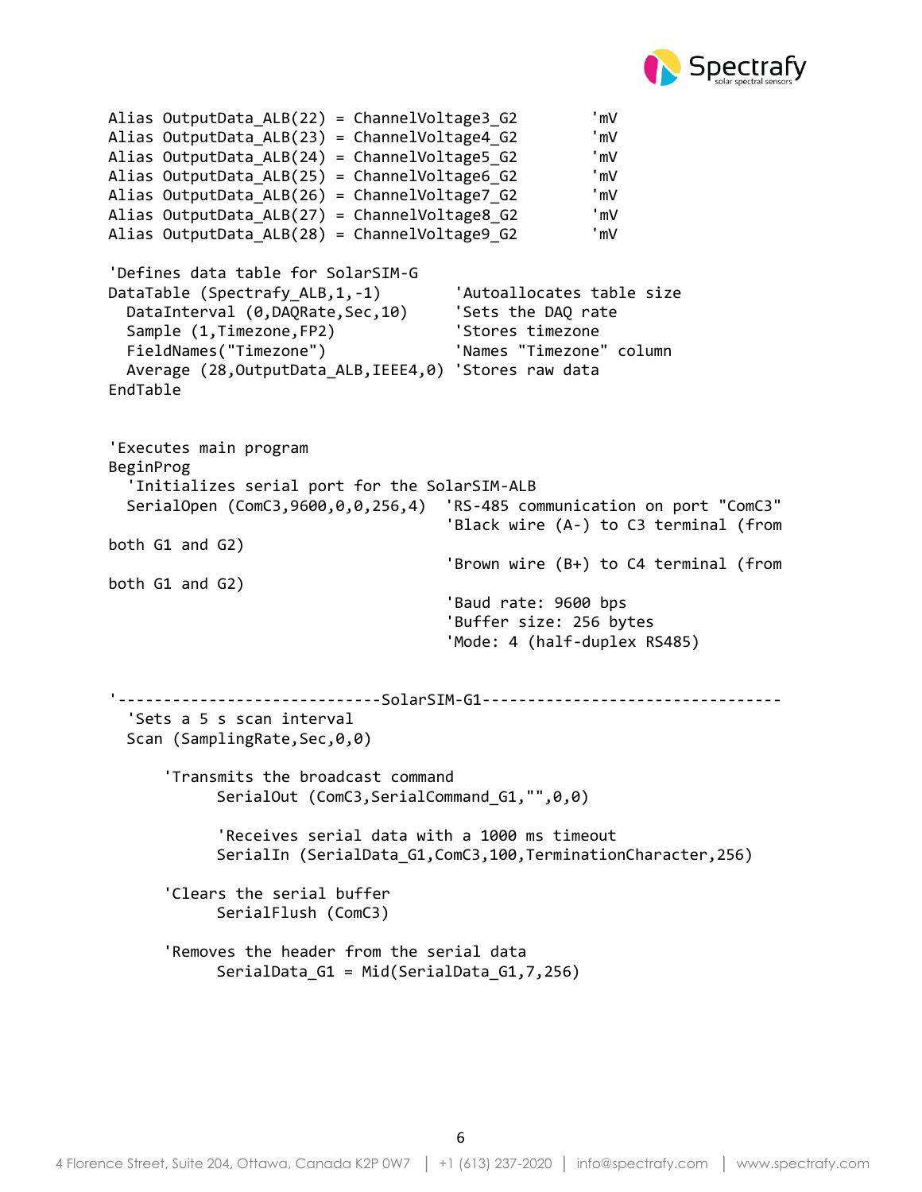```
Alias OutputData_ALB(22) = ChannelVoltage3_G2        'mV
Alias OutputData_ALB(23) = ChannelVoltage4_G2        'mV
Alias OutputData_ALB(24) = ChannelVoltage5_G2        'mV
Alias OutputData_ALB(25) = ChannelVoltage6_G2        'mV
Alias OutputData_ALB(26) = ChannelVoltage7_G2        'mV
Alias OutputData_ALB(27) = ChannelVoltage8_G2        'mV
Alias OutputData_ALB(28) = ChannelVoltage9_G2        'mV

'Defines data table for SolarSIM-G
DataTable (Spectrafy_ALB,1,-1)        'Autoallocates table size
  DataInterval (0,DAQRate,Sec,10)     'Sets the DAQ rate
  Sample (1,Timezone,FP2)             'Stores timezone
  FieldNames("Timezone")              'Names "Timezone" column
  Average (28,OutputData_ALB,IEEE4,0) 'Stores raw data
EndTable


'Executes main program
BeginProg
  'Initializes serial port for the SolarSIM-ALB
  SerialOpen (ComC3,9600,0,0,256,4)  'RS-485 communication on port "ComC3"
                                     'Black wire (A-) to C3 terminal (from
both G1 and G2)
                                     'Brown wire (B+) to C4 terminal (from
both G1 and G2)
                                     'Baud rate: 9600 bps
                                     'Buffer size: 256 bytes
                                     'Mode: 4 (half-duplex RS485)


'-----------------------------SolarSIM-G1---------------------------------
  'Sets a 5 s scan interval
  Scan (SamplingRate,Sec,0,0)

      'Transmits the broadcast command
            SerialOut (ComC3,SerialCommand_G1,"",0,0)

            'Receives serial data with a 1000 ms timeout
            SerialIn (SerialData_G1,ComC3,100,TerminationCharacter,256)

      'Clears the serial buffer
            SerialFlush (ComC3)

      'Removes the header from the serial data
            SerialData_G1 = Mid(SerialData_G1,7,256)
```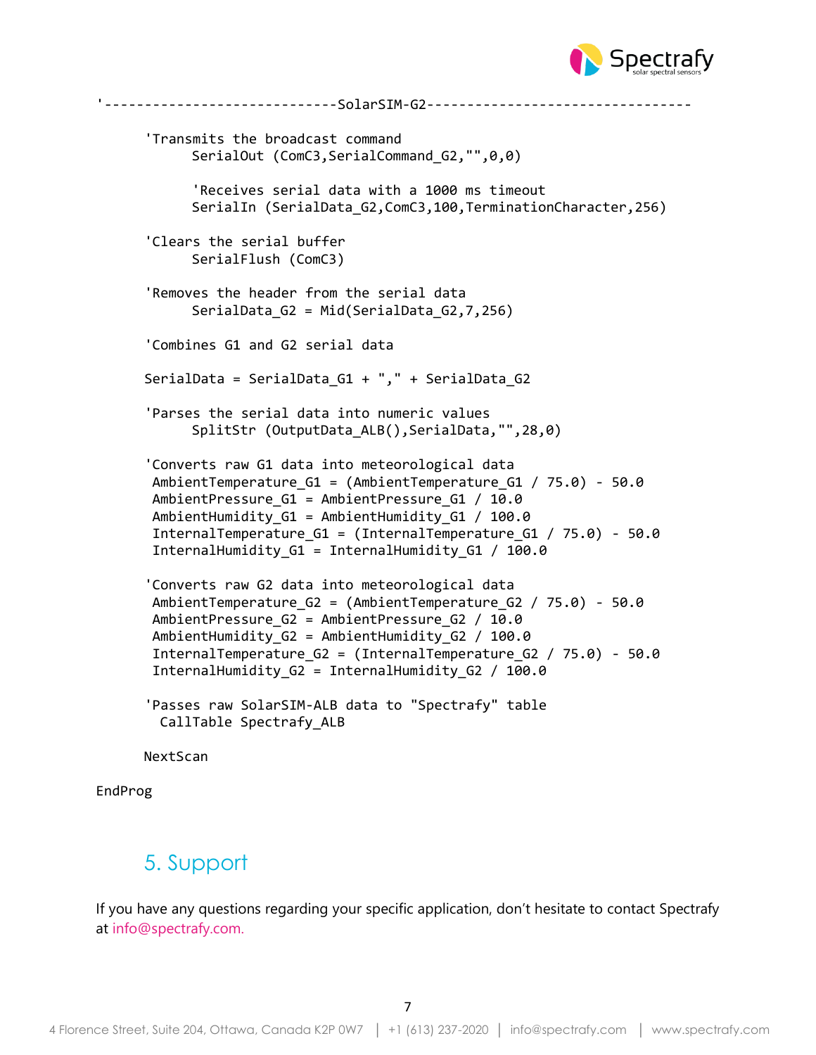```
'-----------------------------SolarSIM-G2---------------------------------

      'Transmits the broadcast command
            SerialOut (ComC3,SerialCommand_G2,"",0,0)

            'Receives serial data with a 1000 ms timeout
            SerialIn (SerialData_G2,ComC3,100,TerminationCharacter,256)

      'Clears the serial buffer
            SerialFlush (ComC3)

      'Removes the header from the serial data
            SerialData_G2 = Mid(SerialData_G2,7,256)

      'Combines G1 and G2 serial data

      SerialData = SerialData_G1 + "," + SerialData_G2

      'Parses the serial data into numeric values
            SplitStr (OutputData_ALB(),SerialData,"",28,0)

      'Converts raw G1 data into meteorological data
       AmbientTemperature_G1 = (AmbientTemperature_G1 / 75.0) - 50.0
       AmbientPressure_G1 = AmbientPressure_G1 / 10.0
       AmbientHumidity_G1 = AmbientHumidity_G1 / 100.0
       InternalTemperature_G1 = (InternalTemperature_G1 / 75.0) - 50.0
       InternalHumidity_G1 = InternalHumidity_G1 / 100.0

      'Converts raw G2 data into meteorological data
       AmbientTemperature_G2 = (AmbientTemperature_G2 / 75.0) - 50.0
       AmbientPressure_G2 = AmbientPressure_G2 / 10.0
       AmbientHumidity_G2 = AmbientHumidity_G2 / 100.0
       InternalTemperature_G2 = (InternalTemperature_G2 / 75.0) - 50.0
       InternalHumidity_G2 = InternalHumidity_G2 / 100.0

      'Passes raw SolarSIM-ALB data to "Spectrafy" table
        CallTable Spectrafy_ALB

      NextScan

EndProg
```

## 5. Support

If you have any questions regarding your specific application, don't hesitate to contact Spectrafy at info@spectrafy.com.